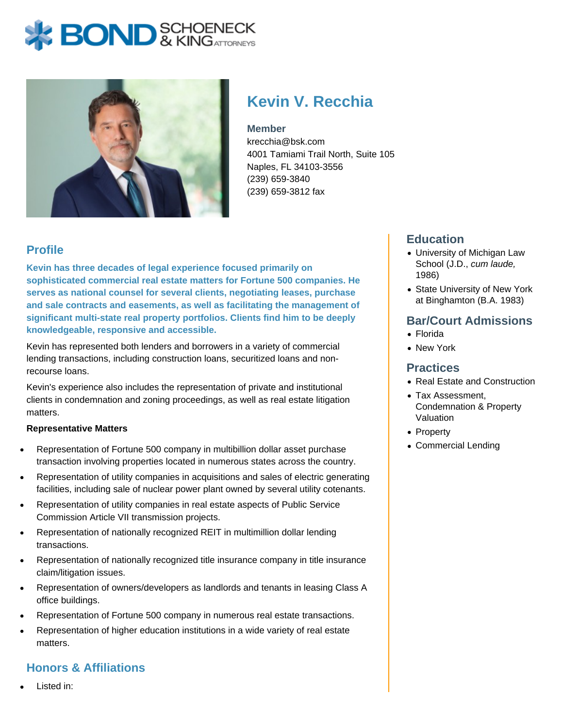# Kevin V. Recchia

**Member**
krecchia@bsk.com
4001 Tamiami Trail North, Suite 105
Naples, FL 34103-3556
(239) 659-3840
(239) 659-3812 fax

## Profile

**Kevin has three decades of legal experience focused primarily on sophisticated commercial real estate matters for Fortune 500 companies. He serves as national counsel for several clients, negotiating leases, purchase and sale contracts and easements, as well as facilitating the management of significant multi-state real property portfolios. Clients find him to be deeply knowledgeable, responsive and accessible.**

Kevin has represented both lenders and borrowers in a variety of commercial lending transactions, including construction loans, securitized loans and non-recourse loans.

Kevin's experience also includes the representation of private and institutional clients in condemnation and zoning proceedings, as well as real estate litigation matters.

**Representative Matters**

- Representation of Fortune 500 company in multibillion dollar asset purchase transaction involving properties located in numerous states across the country.
- Representation of utility companies in acquisitions and sales of electric generating facilities, including sale of nuclear power plant owned by several utility cotenants.
- Representation of utility companies in real estate aspects of Public Service Commission Article VII transmission projects.
- Representation of nationally recognized REIT in multimillion dollar lending transactions.
- Representation of nationally recognized title insurance company in title insurance claim/litigation issues.
- Representation of owners/developers as landlords and tenants in leasing Class A office buildings.
- Representation of Fortune 500 company in numerous real estate transactions.
- Representation of higher education institutions in a wide variety of real estate matters.

## Honors & Affiliations

- Listed in:

## Education

- University of Michigan Law School (J.D., *cum laude,* 1986)
- State University of New York at Binghamton (B.A. 1983)

## Bar/Court Admissions

- Florida
- New York

## Practices

- Real Estate and Construction
- Tax Assessment, Condemnation & Property Valuation
- Property
- Commercial Lending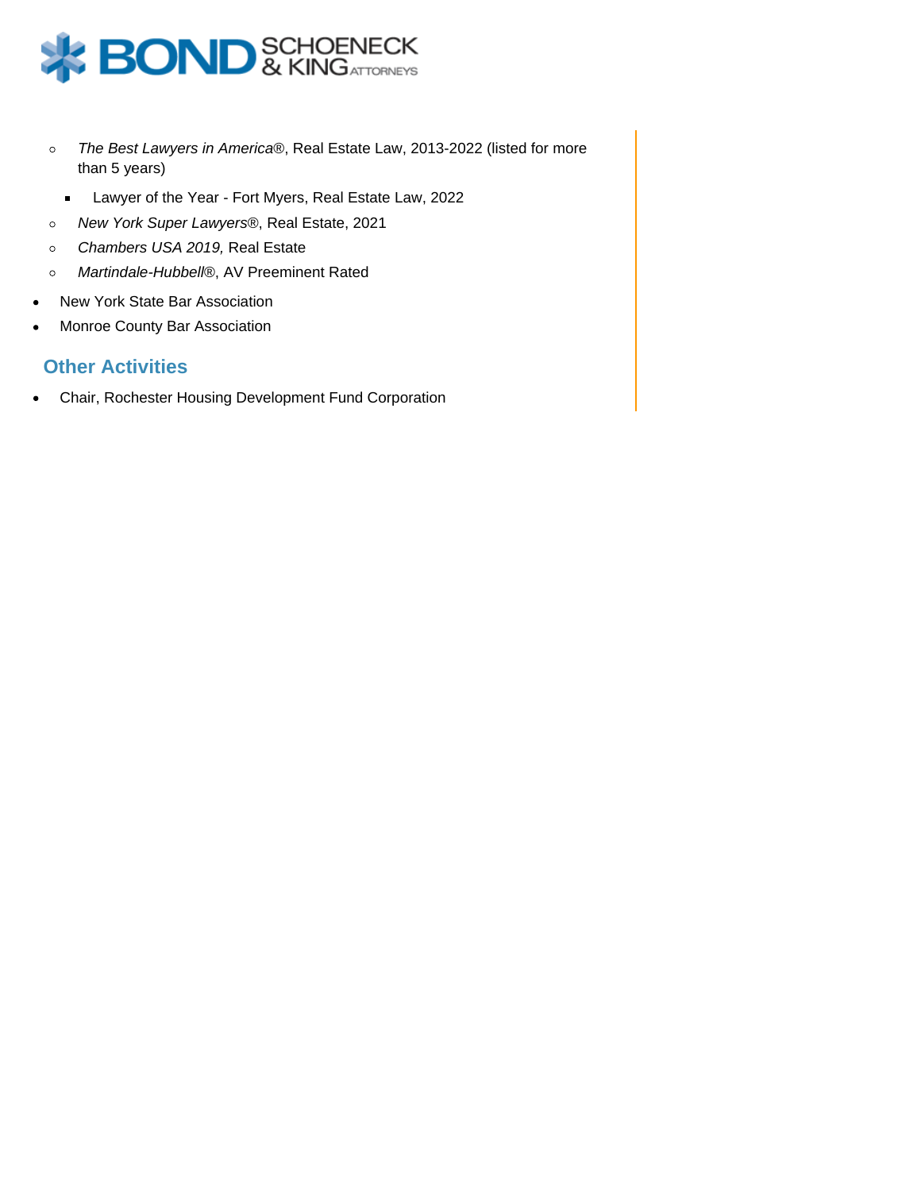- *The Best Lawyers in America*®, Real Estate Law, 2013-2022 (listed for more than 5 years)
        - Lawyer of the Year - Fort Myers, Real Estate Law, 2022
    - *New York Super Lawyers*®, Real Estate, 2021
    - *Chambers USA 2019,* Real Estate
    - *Martindale-Hubbell*®, AV Preeminent Rated
- New York State Bar Association
- Monroe County Bar Association

## Other Activities

- Chair, Rochester Housing Development Fund Corporation